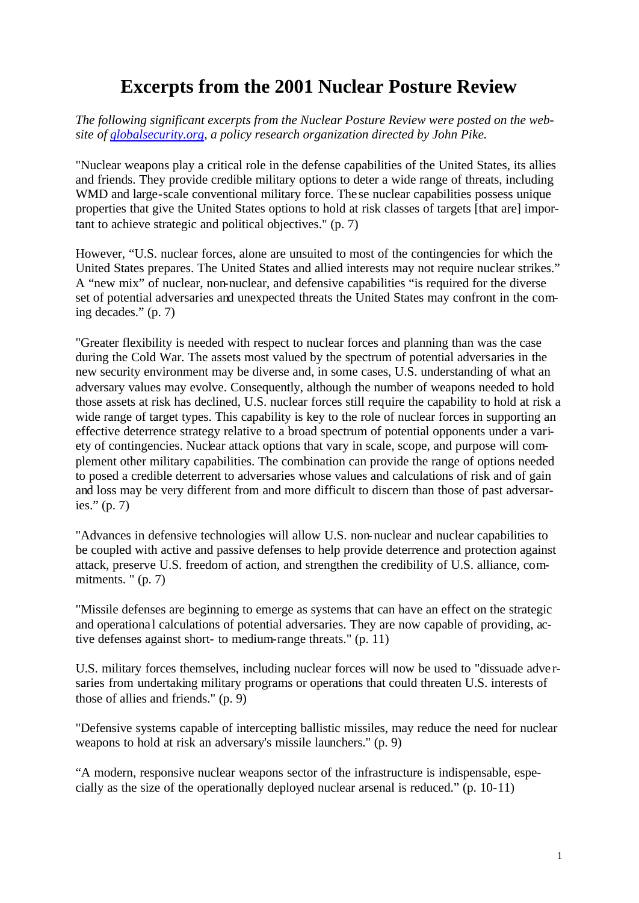# Excerpts from the 2001 Nuclear Posture Review

*The following significant excerpts from the Nuclear Posture Review were posted on the website of [globalsecurity.org](globalsecurity.org), a policy research organization directed by John Pike.*

"Nuclear weapons play a critical role in the defense capabilities of the United States, its allies and friends. They provide credible military options to deter a wide range of threats, including WMD and large-scale conventional military force. These nuclear capabilities possess unique properties that give the United States options to hold at risk classes of targets [that are] important to achieve strategic and political objectives." (p. 7)

However, "U.S. nuclear forces, alone are unsuited to most of the contingencies for which the United States prepares. The United States and allied interests may not require nuclear strikes." A "new mix" of nuclear, non-nuclear, and defensive capabilities "is required for the diverse set of potential adversaries and unexpected threats the United States may confront in the coming decades." (p. 7)

"Greater flexibility is needed with respect to nuclear forces and planning than was the case during the Cold War. The assets most valued by the spectrum of potential adversaries in the new security environment may be diverse and, in some cases, U.S. understanding of what an adversary values may evolve. Consequently, although the number of weapons needed to hold those assets at risk has declined, U.S. nuclear forces still require the capability to hold at risk a wide range of target types. This capability is key to the role of nuclear forces in supporting an effective deterrence strategy relative to a broad spectrum of potential opponents under a variety of contingencies. Nuclear attack options that vary in scale, scope, and purpose will complement other military capabilities. The combination can provide the range of options needed to posed a credible deterrent to adversaries whose values and calculations of risk and of gain and loss may be very different from and more difficult to discern than those of past adversaries." (p. 7)

"Advances in defensive technologies will allow U.S. non-nuclear and nuclear capabilities to be coupled with active and passive defenses to help provide deterrence and protection against attack, preserve U.S. freedom of action, and strengthen the credibility of U.S. alliance, commitments. " (p. 7)

"Missile defenses are beginning to emerge as systems that can have an effect on the strategic and operational calculations of potential adversaries. They are now capable of providing, active defenses against short- to medium-range threats." (p. 11)

U.S. military forces themselves, including nuclear forces will now be used to "dissuade adversaries from undertaking military programs or operations that could threaten U.S. interests of those of allies and friends." (p. 9)

"Defensive systems capable of intercepting ballistic missiles, may reduce the need for nuclear weapons to hold at risk an adversary's missile launchers." (p. 9)

"A modern, responsive nuclear weapons sector of the infrastructure is indispensable, especially as the size of the operationally deployed nuclear arsenal is reduced." (p. 10-11)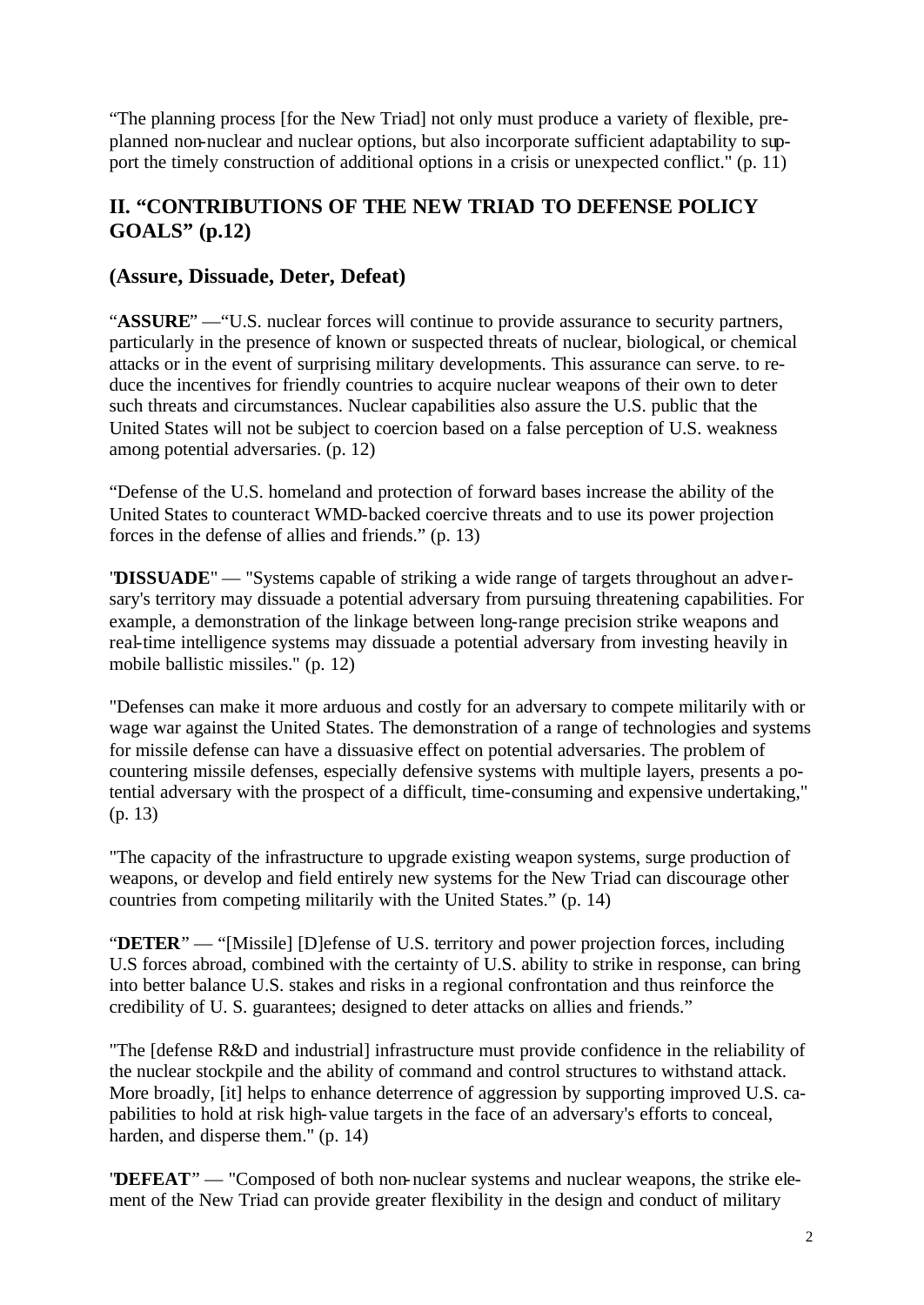"The planning process [for the New Triad] not only must produce a variety of flexible, pre-planned non-nuclear and nuclear options, but also incorporate sufficient adaptability to support the timely construction of additional options in a crisis or unexpected conflict." (p. 11)

## II. "CONTRIBUTIONS OF THE NEW TRIAD TO DEFENSE POLICY GOALS" (p.12)

### (Assure, Dissuade, Deter, Defeat)

"**ASSURE**" —"U.S. nuclear forces will continue to provide assurance to security partners, particularly in the presence of known or suspected threats of nuclear, biological, or chemical attacks or in the event of surprising military developments. This assurance can serve. to reduce the incentives for friendly countries to acquire nuclear weapons of their own to deter such threats and circumstances. Nuclear capabilities also assure the U.S. public that the United States will not be subject to coercion based on a false perception of U.S. weakness among potential adversaries. (p. 12)

"Defense of the U.S. homeland and protection of forward bases increase the ability of the United States to counteract WMD-backed coercive threats and to use its power projection forces in the defense of allies and friends." (p. 13)

"**DISSUADE**" — "Systems capable of striking a wide range of targets throughout an adversary's territory may dissuade a potential adversary from pursuing threatening capabilities. For example, a demonstration of the linkage between long-range precision strike weapons and real-time intelligence systems may dissuade a potential adversary from investing heavily in mobile ballistic missiles." (p. 12)

"Defenses can make it more arduous and costly for an adversary to compete militarily with or wage war against the United States. The demonstration of a range of technologies and systems for missile defense can have a dissuasive effect on potential adversaries. The problem of countering missile defenses, especially defensive systems with multiple layers, presents a potential adversary with the prospect of a difficult, time-consuming and expensive undertaking," (p. 13)

"The capacity of the infrastructure to upgrade existing weapon systems, surge production of weapons, or develop and field entirely new systems for the New Triad can discourage other countries from competing militarily with the United States." (p. 14)

"**DETER**" — "[Missile] [D]efense of U.S. territory and power projection forces, including U.S forces abroad, combined with the certainty of U.S. ability to strike in response, can bring into better balance U.S. stakes and risks in a regional confrontation and thus reinforce the credibility of U. S. guarantees; designed to deter attacks on allies and friends."

"The [defense R&D and industrial] infrastructure must provide confidence in the reliability of the nuclear stockpile and the ability of command and control structures to withstand attack. More broadly, [it] helps to enhance deterrence of aggression by supporting improved U.S. capabilities to hold at risk high-value targets in the face of an adversary's efforts to conceal, harden, and disperse them." (p. 14)

"**DEFEAT**" — "Composed of both non-nuclear systems and nuclear weapons, the strike element of the New Triad can provide greater flexibility in the design and conduct of military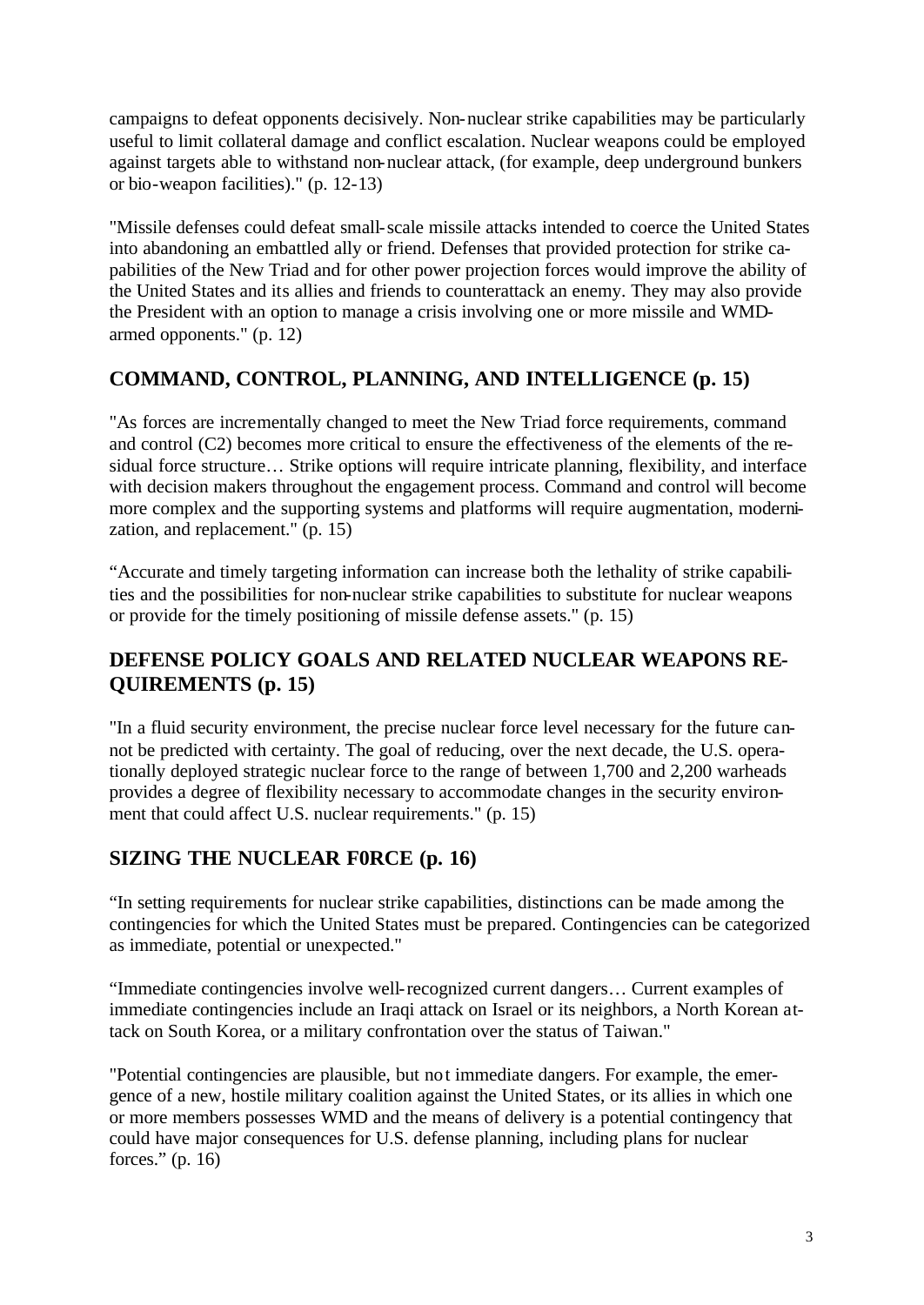campaigns to defeat opponents decisively. Non-nuclear strike capabilities may be particularly useful to limit collateral damage and conflict escalation. Nuclear weapons could be employed against targets able to withstand non-nuclear attack, (for example, deep underground bunkers or bio-weapon facilities)." (p. 12-13)

"Missile defenses could defeat small-scale missile attacks intended to coerce the United States into abandoning an embattled ally or friend. Defenses that provided protection for strike capabilities of the New Triad and for other power projection forces would improve the ability of the United States and its allies and friends to counterattack an enemy. They may also provide the President with an option to manage a crisis involving one or more missile and WMD-armed opponents." (p. 12)

## COMMAND, CONTROL, PLANNING, AND INTELLIGENCE (p. 15)

"As forces are incrementally changed to meet the New Triad force requirements, command and control (C2) becomes more critical to ensure the effectiveness of the elements of the residual force structure… Strike options will require intricate planning, flexibility, and interface with decision makers throughout the engagement process. Command and control will become more complex and the supporting systems and platforms will require augmentation, modernization, and replacement." (p. 15)

"Accurate and timely targeting information can increase both the lethality of strike capabilities and the possibilities for non-nuclear strike capabilities to substitute for nuclear weapons or provide for the timely positioning of missile defense assets." (p. 15)

## DEFENSE POLICY GOALS AND RELATED NUCLEAR WEAPONS REQUIREMENTS (p. 15)

"In a fluid security environment, the precise nuclear force level necessary for the future cannot be predicted with certainty. The goal of reducing, over the next decade, the U.S. operationally deployed strategic nuclear force to the range of between 1,700 and 2,200 warheads provides a degree of flexibility necessary to accommodate changes in the security environment that could affect U.S. nuclear requirements." (p. 15)

## SIZING THE NUCLEAR F0RCE (p. 16)

"In setting requirements for nuclear strike capabilities, distinctions can be made among the contingencies for which the United States must be prepared. Contingencies can be categorized as immediate, potential or unexpected."

"Immediate contingencies involve well-recognized current dangers… Current examples of immediate contingencies include an Iraqi attack on Israel or its neighbors, a North Korean attack on South Korea, or a military confrontation over the status of Taiwan."

"Potential contingencies are plausible, but not immediate dangers. For example, the emergence of a new, hostile military coalition against the United States, or its allies in which one or more members possesses WMD and the means of delivery is a potential contingency that could have major consequences for U.S. defense planning, including plans for nuclear forces." (p. 16)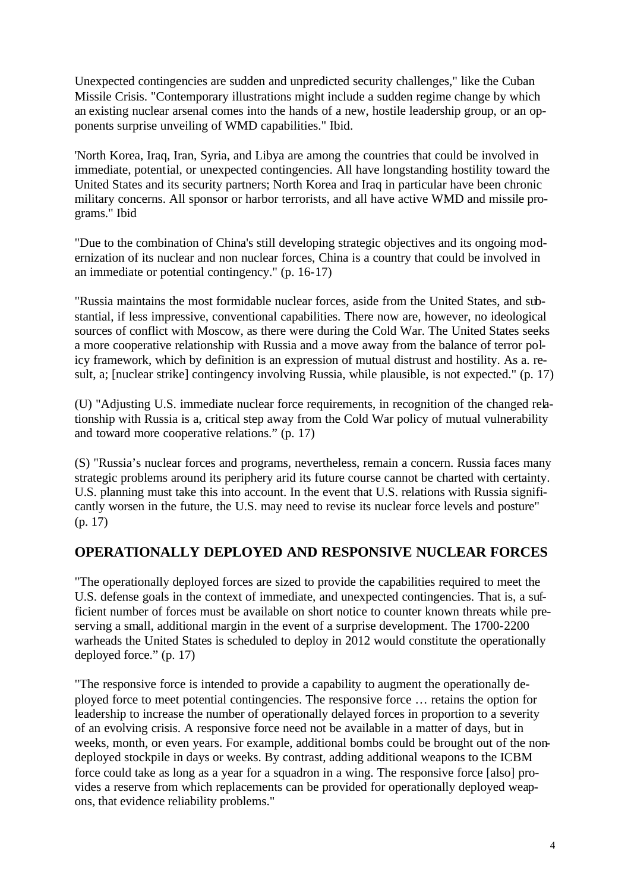Unexpected contingencies are sudden and unpredicted security challenges," like the Cuban Missile Crisis. "Contemporary illustrations might include a sudden regime change by which an existing nuclear arsenal comes into the hands of a new, hostile leadership group, or an opponents surprise unveiling of WMD capabilities." Ibid.

'North Korea, Iraq, Iran, Syria, and Libya are among the countries that could be involved in immediate, potential, or unexpected contingencies. All have longstanding hostility toward the United States and its security partners; North Korea and Iraq in particular have been chronic military concerns. All sponsor or harbor terrorists, and all have active WMD and missile programs." Ibid

"Due to the combination of China's still developing strategic objectives and its ongoing modernization of its nuclear and non nuclear forces, China is a country that could be involved in an immediate or potential contingency." (p. 16-17)

"Russia maintains the most formidable nuclear forces, aside from the United States, and substantial, if less impressive, conventional capabilities. There now are, however, no ideological sources of conflict with Moscow, as there were during the Cold War. The United States seeks a more cooperative relationship with Russia and a move away from the balance of terror policy framework, which by definition is an expression of mutual distrust and hostility. As a. result, a; [nuclear strike] contingency involving Russia, while plausible, is not expected." (p. 17)

(U) "Adjusting U.S. immediate nuclear force requirements, in recognition of the changed relationship with Russia is a, critical step away from the Cold War policy of mutual vulnerability and toward more cooperative relations." (p. 17)

(S) "Russia's nuclear forces and programs, nevertheless, remain a concern. Russia faces many strategic problems around its periphery arid its future course cannot be charted with certainty. U.S. planning must take this into account. In the event that U.S. relations with Russia significantly worsen in the future, the U.S. may need to revise its nuclear force levels and posture" (p. 17)

## OPERATIONALLY DEPLOYED AND RESPONSIVE NUCLEAR FORCES

"The operationally deployed forces are sized to provide the capabilities required to meet the U.S. defense goals in the context of immediate, and unexpected contingencies. That is, a sufficient number of forces must be available on short notice to counter known threats while preserving a small, additional margin in the event of a surprise development. The 1700-2200 warheads the United States is scheduled to deploy in 2012 would constitute the operationally deployed force." (p. 17)

"The responsive force is intended to provide a capability to augment the operationally deployed force to meet potential contingencies. The responsive force … retains the option for leadership to increase the number of operationally delayed forces in proportion to a severity of an evolving crisis. A responsive force need not be available in a matter of days, but in weeks, month, or even years. For example, additional bombs could be brought out of the non-deployed stockpile in days or weeks. By contrast, adding additional weapons to the ICBM force could take as long as a year for a squadron in a wing. The responsive force [also] provides a reserve from which replacements can be provided for operationally deployed weapons, that evidence reliability problems."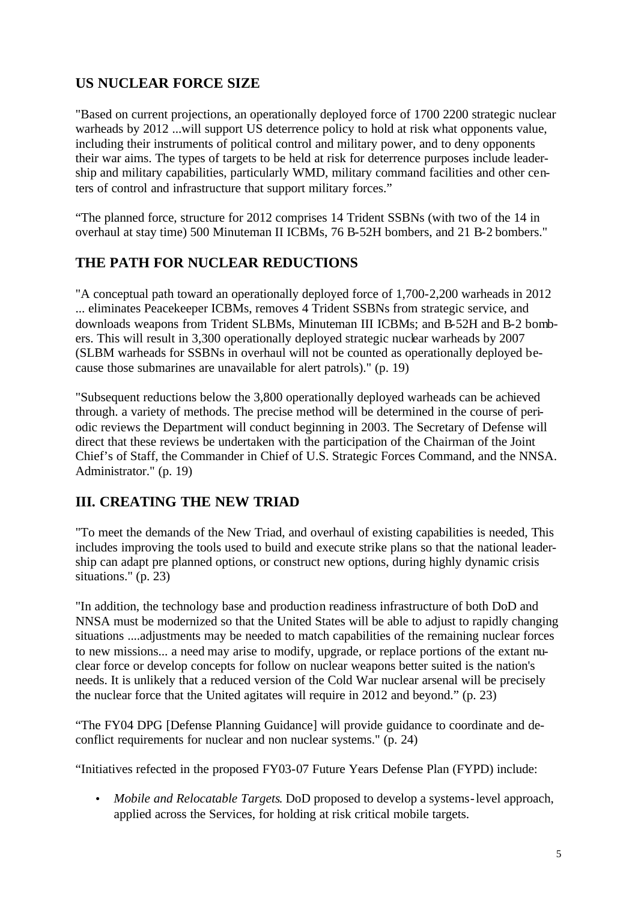## US NUCLEAR FORCE SIZE

"Based on current projections, an operationally deployed force of 1700 2200 strategic nuclear warheads by 2012 ...will support US deterrence policy to hold at risk what opponents value, including their instruments of political control and military power, and to deny opponents their war aims. The types of targets to be held at risk for deterrence purposes include leadership and military capabilities, particularly WMD, military command facilities and other centers of control and infrastructure that support military forces."

"The planned force, structure for 2012 comprises 14 Trident SSBNs (with two of the 14 in overhaul at stay time) 500 Minuteman II ICBMs, 76 B-52H bombers, and 21 B-2 bombers."

## THE PATH FOR NUCLEAR REDUCTIONS

"A conceptual path toward an operationally deployed force of 1,700-2,200 warheads in 2012 ... eliminates Peacekeeper ICBMs, removes 4 Trident SSBNs from strategic service, and downloads weapons from Trident SLBMs, Minuteman III ICBMs; and B-52H and B-2 bombers. This will result in 3,300 operationally deployed strategic nuclear warheads by 2007 (SLBM warheads for SSBNs in overhaul will not be counted as operationally deployed because those submarines are unavailable for alert patrols)." (p. 19)

"Subsequent reductions below the 3,800 operationally deployed warheads can be achieved through. a variety of methods. The precise method will be determined in the course of periodic reviews the Department will conduct beginning in 2003. The Secretary of Defense will direct that these reviews be undertaken with the participation of the Chairman of the Joint Chief's of Staff, the Commander in Chief of U.S. Strategic Forces Command, and the NNSA. Administrator." (p. 19)

## III. CREATING THE NEW TRIAD

"To meet the demands of the New Triad, and overhaul of existing capabilities is needed, This includes improving the tools used to build and execute strike plans so that the national leadership can adapt pre planned options, or construct new options, during highly dynamic crisis situations." (p. 23)

"In addition, the technology base and production readiness infrastructure of both DoD and NNSA must be modernized so that the United States will be able to adjust to rapidly changing situations ....adjustments may be needed to match capabilities of the remaining nuclear forces to new missions... a need may arise to modify, upgrade, or replace portions of the extant nuclear force or develop concepts for follow on nuclear weapons better suited is the nation's needs. It is unlikely that a reduced version of the Cold War nuclear arsenal will be precisely the nuclear force that the United agitates will require in 2012 and beyond." (p. 23)

"The FY04 DPG [Defense Planning Guidance] will provide guidance to coordinate and deconflict requirements for nuclear and non nuclear systems." (p. 24)

"Initiatives refected in the proposed FY03-07 Future Years Defense Plan (FYPD) include:

- *Mobile and Relocatable Targets*. DoD proposed to develop a systems-level approach, applied across the Services, for holding at risk critical mobile targets.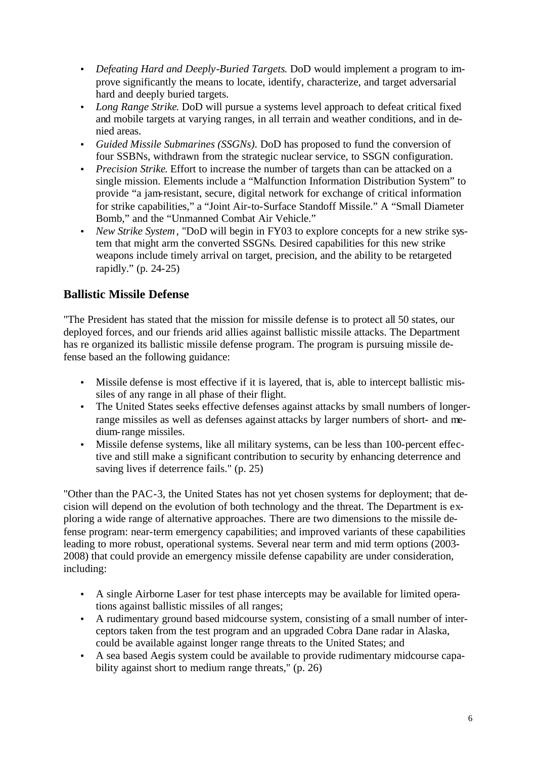- *Defeating Hard and Deeply-Buried Targets*. DoD would implement a program to improve significantly the means to locate, identify, characterize, and target adversarial hard and deeply buried targets.
- *Long Range Strike*. DoD will pursue a systems level approach to defeat critical fixed and mobile targets at varying ranges, in all terrain and weather conditions, and in denied areas.
- *Guided Missile Submarines (SSGNs)*. DoD has proposed to fund the conversion of four SSBNs, withdrawn from the strategic nuclear service, to SSGN configuration.
- *Precision Strike*. Effort to increase the number of targets than can be attacked on a single mission. Elements include a "Malfunction Information Distribution System" to provide "a jam-resistant, secure, digital network for exchange of critical information for strike capabilities," a "Joint Air-to-Surface Standoff Missile." A "Small Diameter Bomb," and the "Unmanned Combat Air Vehicle."
- *New Strike System*, "DoD will begin in FY03 to explore concepts for a new strike system that might arm the converted SSGNs. Desired capabilities for this new strike weapons include timely arrival on target, precision, and the ability to be retargeted rapidly." (p. 24-25)

## Ballistic Missile Defense

"The President has stated that the mission for missile defense is to protect all 50 states, our deployed forces, and our friends arid allies against ballistic missile attacks. The Department has re organized its ballistic missile defense program. The program is pursuing missile defense based an the following guidance:

- Missile defense is most effective if it is layered, that is, able to intercept ballistic missiles of any range in all phase of their flight.
- The United States seeks effective defenses against attacks by small numbers of longer-range missiles as well as defenses against attacks by larger numbers of short- and medium-range missiles.
- Missile defense systems, like all military systems, can be less than 100-percent effective and still make a significant contribution to security by enhancing deterrence and saving lives if deterrence fails." (p. 25)

"Other than the PAC-3, the United States has not yet chosen systems for deployment; that decision will depend on the evolution of both technology and the threat. The Department is exploring a wide range of alternative approaches. There are two dimensions to the missile defense program: near-term emergency capabilities; and improved variants of these capabilities leading to more robust, operational systems. Several near term and mid term options (2003-2008) that could provide an emergency missile defense capability are under consideration, including:

- A single Airborne Laser for test phase intercepts may be available for limited operations against ballistic missiles of all ranges;
- A rudimentary ground based midcourse system, consisting of a small number of interceptors taken from the test program and an upgraded Cobra Dane radar in Alaska, could be available against longer range threats to the United States; and
- A sea based Aegis system could be available to provide rudimentary midcourse capability against short to medium range threats," (p. 26)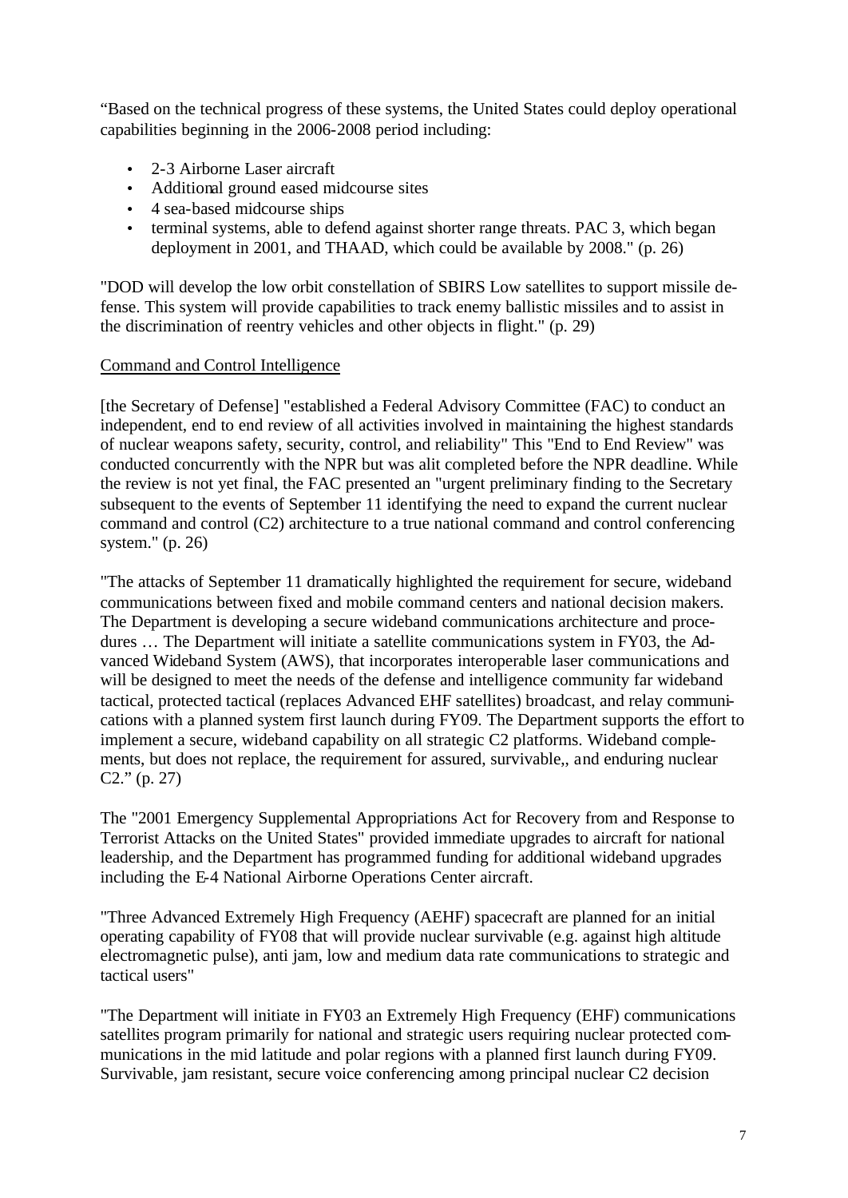"Based on the technical progress of these systems, the United States could deploy operational capabilities beginning in the 2006-2008 period including:

- 2-3 Airborne Laser aircraft
- Additional ground eased midcourse sites
- 4 sea-based midcourse ships
- terminal systems, able to defend against shorter range threats. PAC 3, which began deployment in 2001, and THAAD, which could be available by 2008." (p. 26)

"DOD will develop the low orbit constellation of SBIRS Low satellites to support missile defense. This system will provide capabilities to track enemy ballistic missiles and to assist in the discrimination of reentry vehicles and other objects in flight." (p. 29)

Command and Control Intelligence

[the Secretary of Defense] "established a Federal Advisory Committee (FAC) to conduct an independent, end to end review of all activities involved in maintaining the highest standards of nuclear weapons safety, security, control, and reliability" This "End to End Review" was conducted concurrently with the NPR but was alit completed before the NPR deadline. While the review is not yet final, the FAC presented an "urgent preliminary finding to the Secretary subsequent to the events of September 11 identifying the need to expand the current nuclear command and control (C2) architecture to a true national command and control conferencing system." (p. 26)

"The attacks of September 11 dramatically highlighted the requirement for secure, wideband communications between fixed and mobile command centers and national decision makers. The Department is developing a secure wideband communications architecture and procedures … The Department will initiate a satellite communications system in FY03, the Advanced Wideband System (AWS), that incorporates interoperable laser communications and will be designed to meet the needs of the defense and intelligence community far wideband tactical, protected tactical (replaces Advanced EHF satellites) broadcast, and relay communications with a planned system first launch during FY09. The Department supports the effort to implement a secure, wideband capability on all strategic C2 platforms. Wideband complements, but does not replace, the requirement for assured, survivable,, and enduring nuclear C2." (p. 27)

The "2001 Emergency Supplemental Appropriations Act for Recovery from and Response to Terrorist Attacks on the United States" provided immediate upgrades to aircraft for national leadership, and the Department has programmed funding for additional wideband upgrades including the E-4 National Airborne Operations Center aircraft.

"Three Advanced Extremely High Frequency (AEHF) spacecraft are planned for an initial operating capability of FY08 that will provide nuclear survivable (e.g. against high altitude electromagnetic pulse), anti jam, low and medium data rate communications to strategic and tactical users"

"The Department will initiate in FY03 an Extremely High Frequency (EHF) communications satellites program primarily for national and strategic users requiring nuclear protected communications in the mid latitude and polar regions with a planned first launch during FY09. Survivable, jam resistant, secure voice conferencing among principal nuclear C2 decision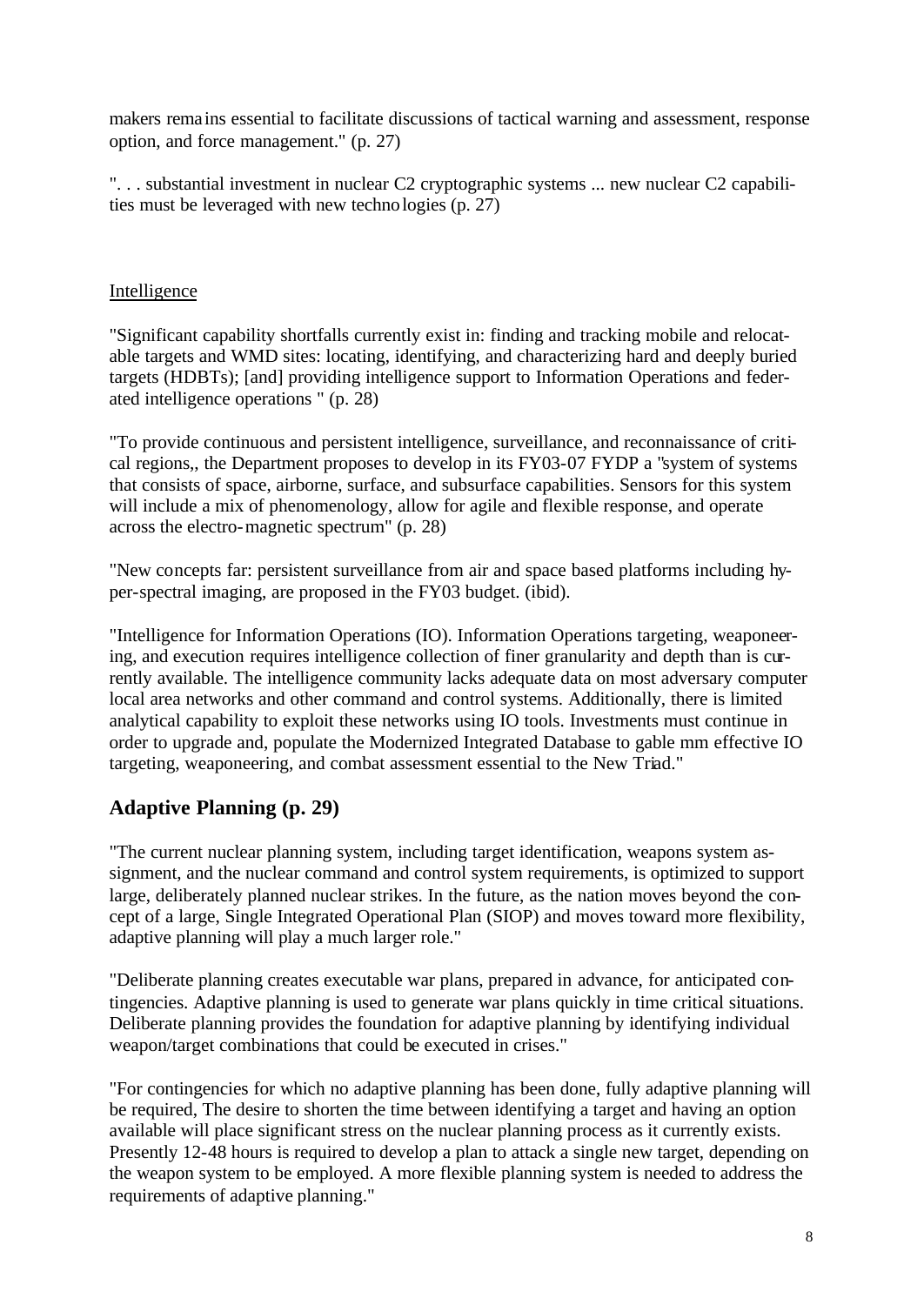makers remains essential to facilitate discussions of tactical warning and assessment, response option, and force management." (p. 27)

". . . substantial investment in nuclear C2 cryptographic systems ... new nuclear C2 capabilities must be leveraged with new technologies (p. 27)

Intelligence

"Significant capability shortfalls currently exist in: finding and tracking mobile and relocatable targets and WMD sites: locating, identifying, and characterizing hard and deeply buried targets (HDBTs); [and] providing intelligence support to Information Operations and federated intelligence operations " (p. 28)

"To provide continuous and persistent intelligence, surveillance, and reconnaissance of critical regions,, the Department proposes to develop in its FY03-07 FYDP a "system of systems that consists of space, airborne, surface, and subsurface capabilities. Sensors for this system will include a mix of phenomenology, allow for agile and flexible response, and operate across the electro-magnetic spectrum" (p. 28)

"New concepts far: persistent surveillance from air and space based platforms including hyper-spectral imaging, are proposed in the FY03 budget. (ibid).

"Intelligence for Information Operations (IO). Information Operations targeting, weaponeering, and execution requires intelligence collection of finer granularity and depth than is currently available. The intelligence community lacks adequate data on most adversary computer local area networks and other command and control systems. Additionally, there is limited analytical capability to exploit these networks using IO tools. Investments must continue in order to upgrade and, populate the Modernized Integrated Database to gable mm effective IO targeting, weaponeering, and combat assessment essential to the New Triad."

## Adaptive Planning (p. 29)

"The current nuclear planning system, including target identification, weapons system assignment, and the nuclear command and control system requirements, is optimized to support large, deliberately planned nuclear strikes. In the future, as the nation moves beyond the concept of a large, Single Integrated Operational Plan (SIOP) and moves toward more flexibility, adaptive planning will play a much larger role."

"Deliberate planning creates executable war plans, prepared in advance, for anticipated contingencies. Adaptive planning is used to generate war plans quickly in time critical situations. Deliberate planning provides the foundation for adaptive planning by identifying individual weapon/target combinations that could be executed in crises."

"For contingencies for which no adaptive planning has been done, fully adaptive planning will be required, The desire to shorten the time between identifying a target and having an option available will place significant stress on the nuclear planning process as it currently exists. Presently 12-48 hours is required to develop a plan to attack a single new target, depending on the weapon system to be employed. A more flexible planning system is needed to address the requirements of adaptive planning."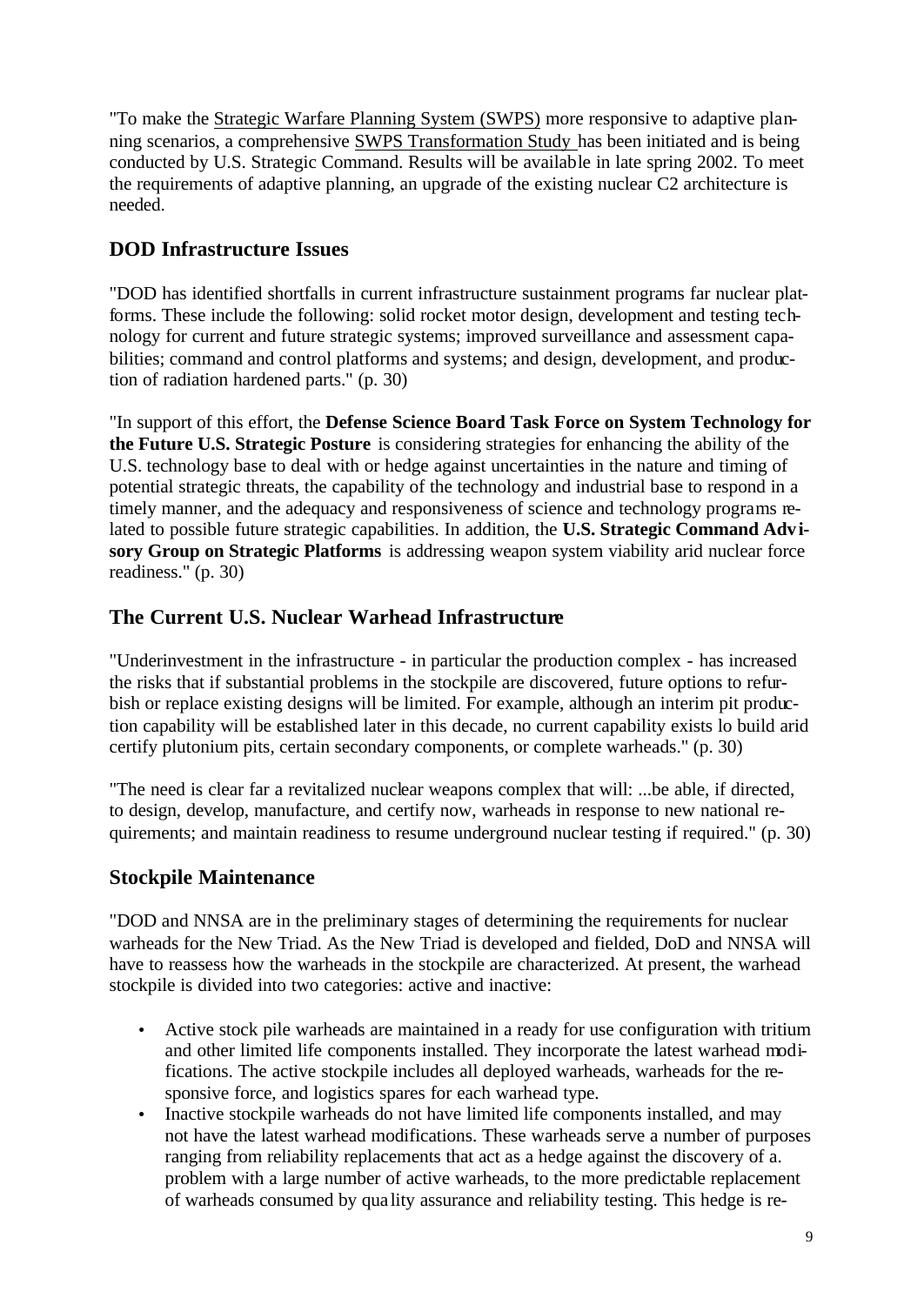"To make the Strategic Warfare Planning System (SWPS) more responsive to adaptive planning scenarios, a comprehensive SWPS Transformation Study has been initiated and is being conducted by U.S. Strategic Command. Results will be available in late spring 2002. To meet the requirements of adaptive planning, an upgrade of the existing nuclear C2 architecture is needed.

## DOD Infrastructure Issues

"DOD has identified shortfalls in current infrastructure sustainment programs far nuclear platforms. These include the following: solid rocket motor design, development and testing technology for current and future strategic systems; improved surveillance and assessment capabilities; command and control platforms and systems; and design, development, and production of radiation hardened parts." (p. 30)

"In support of this effort, the **Defense Science Board Task Force on System Technology for the Future U.S. Strategic Posture** is considering strategies for enhancing the ability of the U.S. technology base to deal with or hedge against uncertainties in the nature and timing of potential strategic threats, the capability of the technology and industrial base to respond in a timely manner, and the adequacy and responsiveness of science and technology programs related to possible future strategic capabilities. In addition, the **U.S. Strategic Command Advisory Group on Strategic Platforms** is addressing weapon system viability arid nuclear force readiness." (p. 30)

## The Current U.S. Nuclear Warhead Infrastructure

"Underinvestment in the infrastructure - in particular the production complex - has increased the risks that if substantial problems in the stockpile are discovered, future options to refurbish or replace existing designs will be limited. For example, although an interim pit production capability will be established later in this decade, no current capability exists lo build arid certify plutonium pits, certain secondary components, or complete warheads." (p. 30)

"The need is clear far a revitalized nuclear weapons complex that will: ...be able, if directed, to design, develop, manufacture, and certify now, warheads in response to new national requirements; and maintain readiness to resume underground nuclear testing if required." (p. 30)

## Stockpile Maintenance

"DOD and NNSA are in the preliminary stages of determining the requirements for nuclear warheads for the New Triad. As the New Triad is developed and fielded, DoD and NNSA will have to reassess how the warheads in the stockpile are characterized. At present, the warhead stockpile is divided into two categories: active and inactive:

- Active stock pile warheads are maintained in a ready for use configuration with tritium and other limited life components installed. They incorporate the latest warhead modifications. The active stockpile includes all deployed warheads, warheads for the responsive force, and logistics spares for each warhead type.
- Inactive stockpile warheads do not have limited life components installed, and may not have the latest warhead modifications. These warheads serve a number of purposes ranging from reliability replacements that act as a hedge against the discovery of a. problem with a large number of active warheads, to the more predictable replacement of warheads consumed by quality assurance and reliability testing. This hedge is re-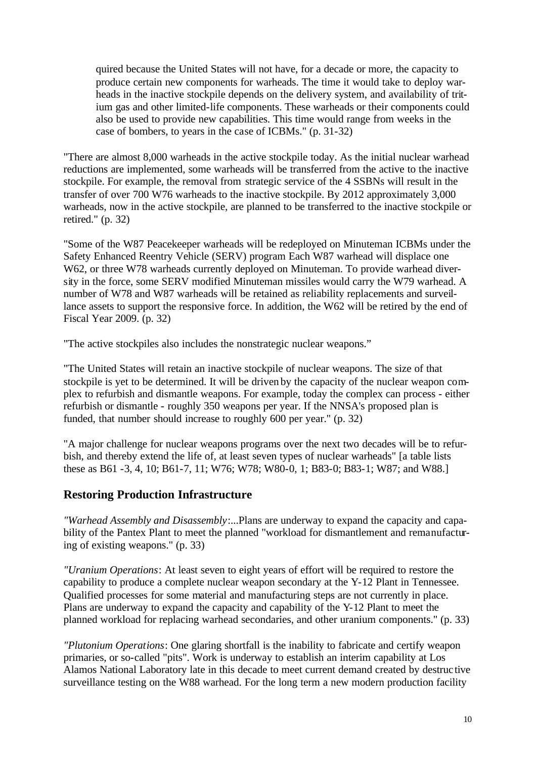quired because the United States will not have, for a decade or more, the capacity to produce certain new components for warheads. The time it would take to deploy warheads in the inactive stockpile depends on the delivery system, and availability of tritium gas and other limited-life components. These warheads or their components could also be used to provide new capabilities. This time would range from weeks in the case of bombers, to years in the case of ICBMs." (p. 31-32)

"There are almost 8,000 warheads in the active stockpile today. As the initial nuclear warhead reductions are implemented, some warheads will be transferred from the active to the inactive stockpile. For example, the removal from strategic service of the 4 SSBNs will result in the transfer of over 700 W76 warheads to the inactive stockpile. By 2012 approximately 3,000 warheads, now in the active stockpile, are planned to be transferred to the inactive stockpile or retired." (p. 32)

"Some of the W87 Peacekeeper warheads will be redeployed on Minuteman ICBMs under the Safety Enhanced Reentry Vehicle (SERV) program Each W87 warhead will displace one W62, or three W78 warheads currently deployed on Minuteman. To provide warhead diversity in the force, some SERV modified Minuteman missiles would carry the W79 warhead. A number of W78 and W87 warheads will be retained as reliability replacements and surveillance assets to support the responsive force. In addition, the W62 will be retired by the end of Fiscal Year 2009. (p. 32)

"The active stockpiles also includes the nonstrategic nuclear weapons."

"The United States will retain an inactive stockpile of nuclear weapons. The size of that stockpile is yet to be determined. It will be driven by the capacity of the nuclear weapon complex to refurbish and dismantle weapons. For example, today the complex can process - either refurbish or dismantle - roughly 350 weapons per year. If the NNSA's proposed plan is funded, that number should increase to roughly 600 per year." (p. 32)

"A major challenge for nuclear weapons programs over the next two decades will be to refurbish, and thereby extend the life of, at least seven types of nuclear warheads" [a table lists these as B61 -3, 4, 10; B61-7, 11; W76; W78; W80-0, 1; B83-0; B83-1; W87; and W88.]

## Restoring Production Infrastructure

*"Warhead Assembly and Disassembly*:...Plans are underway to expand the capacity and capability of the Pantex Plant to meet the planned "workload for dismantlement and remanufacturing of existing weapons." (p. 33)

*"Uranium Operations*: At least seven to eight years of effort will be required to restore the capability to produce a complete nuclear weapon secondary at the Y-12 Plant in Tennessee. Qualified processes for some material and manufacturing steps are not currently in place. Plans are underway to expand the capacity and capability of the Y-12 Plant to meet the planned workload for replacing warhead secondaries, and other uranium components." (p. 33)

*"Plutonium Operations*: One glaring shortfall is the inability to fabricate and certify weapon primaries, or so-called "pits". Work is underway to establish an interim capability at Los Alamos National Laboratory late in this decade to meet current demand created by destructive surveillance testing on the W88 warhead. For the long term a new modern production facility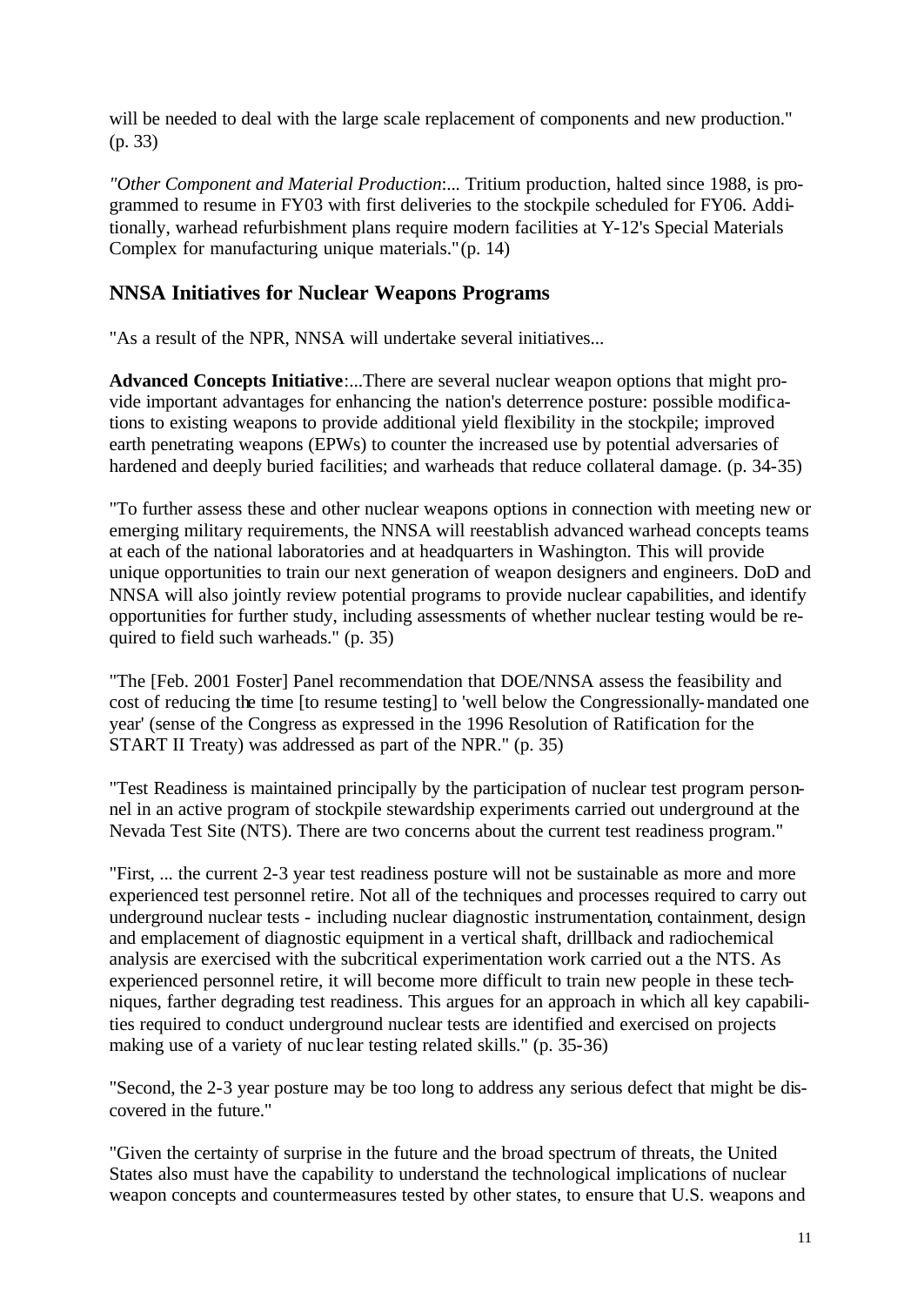will be needed to deal with the large scale replacement of components and new production." (p. 33)

*"Other Component and Material Production*:... Tritium production, halted since 1988, is programmed to resume in FY03 with first deliveries to the stockpile scheduled for FY06. Additionally, warhead refurbishment plans require modern facilities at Y-12's Special Materials Complex for manufacturing unique materials." (p. 14)

## NNSA Initiatives for Nuclear Weapons Programs

"As a result of the NPR, NNSA will undertake several initiatives...

**Advanced Concepts Initiative**:...There are several nuclear weapon options that might provide important advantages for enhancing the nation's deterrence posture: possible modifications to existing weapons to provide additional yield flexibility in the stockpile; improved earth penetrating weapons (EPWs) to counter the increased use by potential adversaries of hardened and deeply buried facilities; and warheads that reduce collateral damage. (p. 34-35)

"To further assess these and other nuclear weapons options in connection with meeting new or emerging military requirements, the NNSA will reestablish advanced warhead concepts teams at each of the national laboratories and at headquarters in Washington. This will provide unique opportunities to train our next generation of weapon designers and engineers. DoD and NNSA will also jointly review potential programs to provide nuclear capabilities, and identify opportunities for further study, including assessments of whether nuclear testing would be required to field such warheads." (p. 35)

"The [Feb. 2001 Foster] Panel recommendation that DOE/NNSA assess the feasibility and cost of reducing the time [to resume testing] to 'well below the Congressionally-mandated one year' (sense of the Congress as expressed in the 1996 Resolution of Ratification for the START II Treaty) was addressed as part of the NPR." (p. 35)

"Test Readiness is maintained principally by the participation of nuclear test program personnel in an active program of stockpile stewardship experiments carried out underground at the Nevada Test Site (NTS). There are two concerns about the current test readiness program."

"First, ... the current 2-3 year test readiness posture will not be sustainable as more and more experienced test personnel retire. Not all of the techniques and processes required to carry out underground nuclear tests - including nuclear diagnostic instrumentation, containment, design and emplacement of diagnostic equipment in a vertical shaft, drillback and radiochemical analysis are exercised with the subcritical experimentation work carried out a the NTS. As experienced personnel retire, it will become more difficult to train new people in these techniques, farther degrading test readiness. This argues for an approach in which all key capabilities required to conduct underground nuclear tests are identified and exercised on projects making use of a variety of nuclear testing related skills." (p. 35-36)

"Second, the 2-3 year posture may be too long to address any serious defect that might be discovered in the future."

"Given the certainty of surprise in the future and the broad spectrum of threats, the United States also must have the capability to understand the technological implications of nuclear weapon concepts and countermeasures tested by other states, to ensure that U.S. weapons and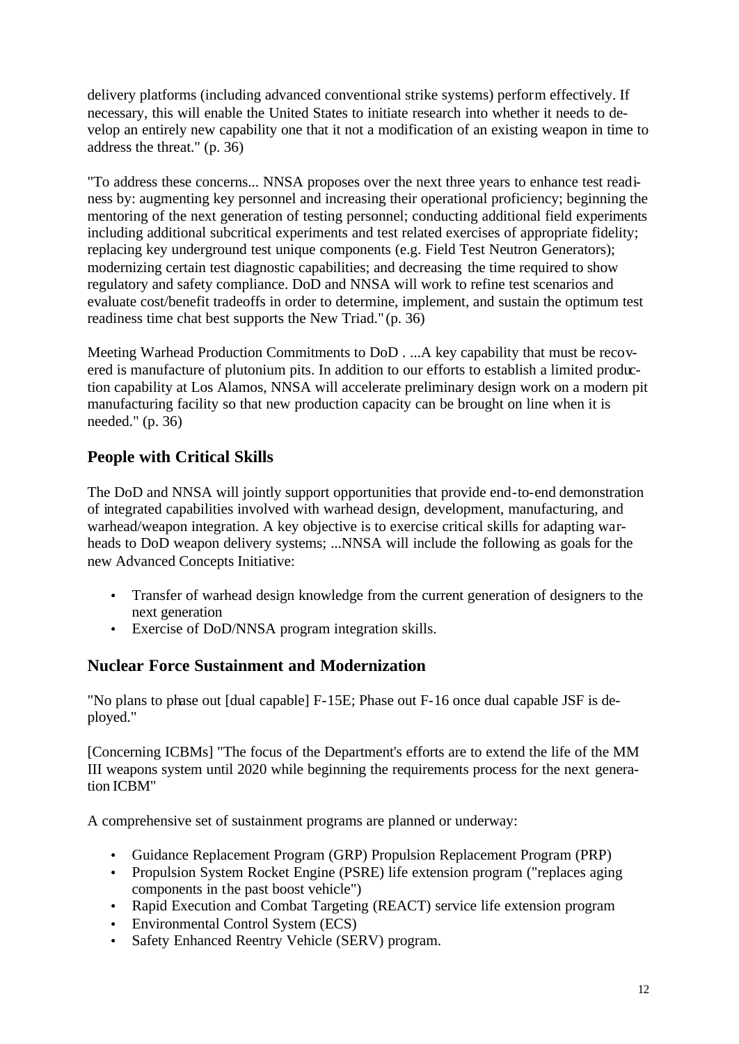delivery platforms (including advanced conventional strike systems) perform effectively. If necessary, this will enable the United States to initiate research into whether it needs to develop an entirely new capability one that it not a modification of an existing weapon in time to address the threat." (p. 36)

"To address these concerns... NNSA proposes over the next three years to enhance test readiness by: augmenting key personnel and increasing their operational proficiency; beginning the mentoring of the next generation of testing personnel; conducting additional field experiments including additional subcritical experiments and test related exercises of appropriate fidelity; replacing key underground test unique components (e.g. Field Test Neutron Generators); modernizing certain test diagnostic capabilities; and decreasing the time required to show regulatory and safety compliance. DoD and NNSA will work to refine test scenarios and evaluate cost/benefit tradeoffs in order to determine, implement, and sustain the optimum test readiness time chat best supports the New Triad." (p. 36)

Meeting Warhead Production Commitments to DoD . ...A key capability that must be recovered is manufacture of plutonium pits. In addition to our efforts to establish a limited production capability at Los Alamos, NNSA will accelerate preliminary design work on a modern pit manufacturing facility so that new production capacity can be brought on line when it is needed." (p. 36)

## People with Critical Skills

The DoD and NNSA will jointly support opportunities that provide end-to-end demonstration of integrated capabilities involved with warhead design, development, manufacturing, and warhead/weapon integration. A key objective is to exercise critical skills for adapting warheads to DoD weapon delivery systems; ...NNSA will include the following as goals for the new Advanced Concepts Initiative:

- Transfer of warhead design knowledge from the current generation of designers to the next generation
- Exercise of DoD/NNSA program integration skills.

## Nuclear Force Sustainment and Modernization

"No plans to phase out [dual capable] F-15E; Phase out F-16 once dual capable JSF is deployed."

[Concerning ICBMs] "The focus of the Department's efforts are to extend the life of the MM III weapons system until 2020 while beginning the requirements process for the next generation ICBM"

A comprehensive set of sustainment programs are planned or underway:

- Guidance Replacement Program (GRP) Propulsion Replacement Program (PRP)
- Propulsion System Rocket Engine (PSRE) life extension program ("replaces aging components in the past boost vehicle")
- Rapid Execution and Combat Targeting (REACT) service life extension program
- Environmental Control System (ECS)
- Safety Enhanced Reentry Vehicle (SERV) program.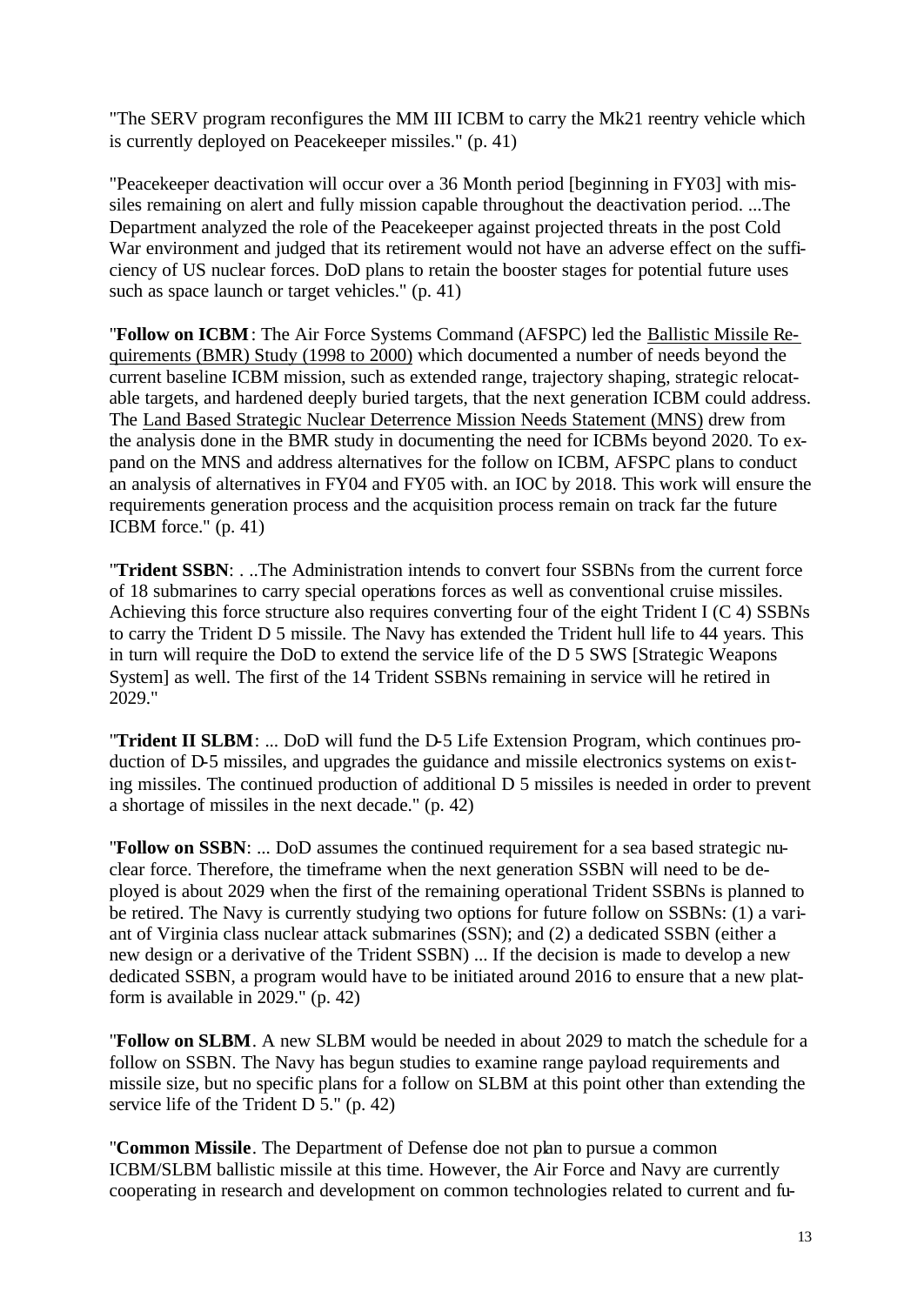"The SERV program reconfigures the MM III ICBM to carry the Mk21 reentry vehicle which is currently deployed on Peacekeeper missiles." (p. 41)

"Peacekeeper deactivation will occur over a 36 Month period [beginning in FY03] with missiles remaining on alert and fully mission capable throughout the deactivation period. ...The Department analyzed the role of the Peacekeeper against projected threats in the post Cold War environment and judged that its retirement would not have an adverse effect on the sufficiency of US nuclear forces. DoD plans to retain the booster stages for potential future uses such as space launch or target vehicles." (p. 41)

"**Follow on ICBM**: The Air Force Systems Command (AFSPC) led the Ballistic Missile Requirements (BMR) Study (1998 to 2000) which documented a number of needs beyond the current baseline ICBM mission, such as extended range, trajectory shaping, strategic relocatable targets, and hardened deeply buried targets, that the next generation ICBM could address. The Land Based Strategic Nuclear Deterrence Mission Needs Statement (MNS) drew from the analysis done in the BMR study in documenting the need for ICBMs beyond 2020. To expand on the MNS and address alternatives for the follow on ICBM, AFSPC plans to conduct an analysis of alternatives in FY04 and FY05 with. an IOC by 2018. This work will ensure the requirements generation process and the acquisition process remain on track far the future ICBM force." (p. 41)

"**Trident SSBN**: . ..The Administration intends to convert four SSBNs from the current force of 18 submarines to carry special operations forces as well as conventional cruise missiles. Achieving this force structure also requires converting four of the eight Trident I (C 4) SSBNs to carry the Trident D 5 missile. The Navy has extended the Trident hull life to 44 years. This in turn will require the DoD to extend the service life of the D 5 SWS [Strategic Weapons System] as well. The first of the 14 Trident SSBNs remaining in service will he retired in 2029."

"**Trident II SLBM**: ... DoD will fund the D-5 Life Extension Program, which continues production of D-5 missiles, and upgrades the guidance and missile electronics systems on existing missiles. The continued production of additional D 5 missiles is needed in order to prevent a shortage of missiles in the next decade." (p. 42)

"**Follow on SSBN**: ... DoD assumes the continued requirement for a sea based strategic nuclear force. Therefore, the timeframe when the next generation SSBN will need to be deployed is about 2029 when the first of the remaining operational Trident SSBNs is planned to be retired. The Navy is currently studying two options for future follow on SSBNs: (1) a variant of Virginia class nuclear attack submarines (SSN); and (2) a dedicated SSBN (either a new design or a derivative of the Trident SSBN) ... If the decision is made to develop a new dedicated SSBN, a program would have to be initiated around 2016 to ensure that a new platform is available in 2029." (p. 42)

"**Follow on SLBM**. A new SLBM would be needed in about 2029 to match the schedule for a follow on SSBN. The Navy has begun studies to examine range payload requirements and missile size, but no specific plans for a follow on SLBM at this point other than extending the service life of the Trident D 5." (p. 42)

"**Common Missile**. The Department of Defense doe not plan to pursue a common ICBM/SLBM ballistic missile at this time. However, the Air Force and Navy are currently cooperating in research and development on common technologies related to current and fu-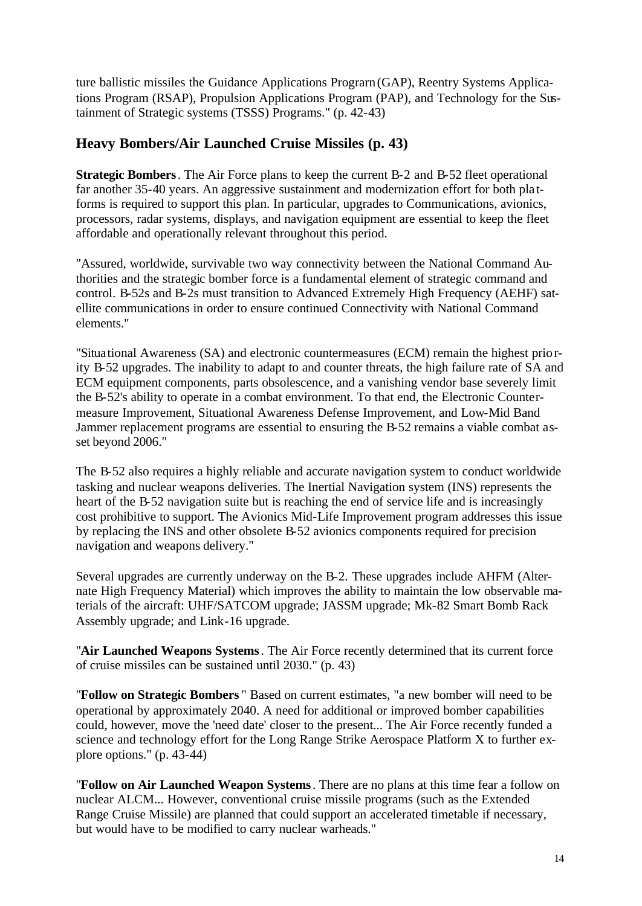ture ballistic missiles the Guidance Applications Prograrn (GAP), Reentry Systems Applications Program (RSAP), Propulsion Applications Program (PAP), and Technology for the Sustainment of Strategic systems (TSSS) Programs." (p. 42-43)

## Heavy Bombers/Air Launched Cruise Missiles (p. 43)

**Strategic Bombers**. The Air Force plans to keep the current B-2 and B-52 fleet operational far another 35-40 years. An aggressive sustainment and modernization effort for both platforms is required to support this plan. In particular, upgrades to Communications, avionics, processors, radar systems, displays, and navigation equipment are essential to keep the fleet affordable and operationally relevant throughout this period.

"Assured, worldwide, survivable two way connectivity between the National Command Authorities and the strategic bomber force is a fundamental element of strategic command and control. B-52s and B-2s must transition to Advanced Extremely High Frequency (AEHF) satellite communications in order to ensure continued Connectivity with National Command elements."

"Situational Awareness (SA) and electronic countermeasures (ECM) remain the highest priority B-52 upgrades. The inability to adapt to and counter threats, the high failure rate of SA and ECM equipment components, parts obsolescence, and a vanishing vendor base severely limit the B-52's ability to operate in a combat environment. To that end, the Electronic Countermeasure Improvement, Situational Awareness Defense Improvement, and Low-Mid Band Jammer replacement programs are essential to ensuring the B-52 remains a viable combat asset beyond 2006."

The B-52 also requires a highly reliable and accurate navigation system to conduct worldwide tasking and nuclear weapons deliveries. The Inertial Navigation system (INS) represents the heart of the B-52 navigation suite but is reaching the end of service life and is increasingly cost prohibitive to support. The Avionics Mid-Life Improvement program addresses this issue by replacing the INS and other obsolete B-52 avionics components required for precision navigation and weapons delivery."

Several upgrades are currently underway on the B-2. These upgrades include AHFM (Alternate High Frequency Material) which improves the ability to maintain the low observable materials of the aircraft: UHF/SATCOM upgrade; JASSM upgrade; Mk-82 Smart Bomb Rack Assembly upgrade; and Link-16 upgrade.

"**Air Launched Weapons Systems**. The Air Force recently determined that its current force of cruise missiles can be sustained until 2030." (p. 43)

"**Follow on Strategic Bombers**" Based on current estimates, "a new bomber will need to be operational by approximately 2040. A need for additional or improved bomber capabilities could, however, move the 'need date' closer to the present... The Air Force recently funded a science and technology effort for the Long Range Strike Aerospace Platform X to further explore options." (p. 43-44)

"**Follow on Air Launched Weapon Systems**. There are no plans at this time fear a follow on nuclear ALCM... However, conventional cruise missile programs (such as the Extended Range Cruise Missile) are planned that could support an accelerated timetable if necessary, but would have to be modified to carry nuclear warheads."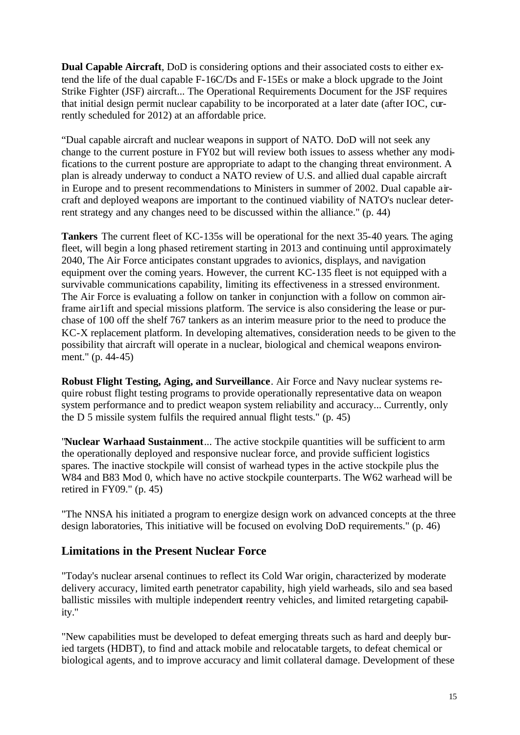**Dual Capable Aircraft**, DoD is considering options and their associated costs to either extend the life of the dual capable F-16C/Ds and F-15Es or make a block upgrade to the Joint Strike Fighter (JSF) aircraft... The Operational Requirements Document for the JSF requires that initial design permit nuclear capability to be incorporated at a later date (after IOC, currently scheduled for 2012) at an affordable price.

"Dual capable aircraft and nuclear weapons in support of NATO. DoD will not seek any change to the current posture in FY02 but will review both issues to assess whether any modifications to the current posture are appropriate to adapt to the changing threat environment. A plan is already underway to conduct a NATO review of U.S. and allied dual capable aircraft in Europe and to present recommendations to Ministers in summer of 2002. Dual capable aircraft and deployed weapons are important to the continued viability of NATO's nuclear deterrent strategy and any changes need to be discussed within the alliance." (p. 44)

**Tankers** The current fleet of KC-135s will be operational for the next 35-40 years. The aging fleet, will begin a long phased retirement starting in 2013 and continuing until approximately 2040, The Air Force anticipates constant upgrades to avionics, displays, and navigation equipment over the coming years. However, the current KC-135 fleet is not equipped with a survivable communications capability, limiting its effectiveness in a stressed environment. The Air Force is evaluating a follow on tanker in conjunction with a follow on common airframe air1ift and special missions platform. The service is also considering the lease or purchase of 100 off the shelf 767 tankers as an interim measure prior to the need to produce the KC-X replacement platform. In developing altematives, consideration needs to be given to the possibility that aircraft will operate in a nuclear, biological and chemical weapons environment." (p. 44-45)

**Robust Flight Testing, Aging, and Surveillance**. Air Force and Navy nuclear systems require robust flight testing programs to provide operationally representative data on weapon system performance and to predict weapon system reliability and accuracy... Currently, only the D 5 missile system fulfils the required annual flight tests." (p. 45)

"**Nuclear Warhaad Sustainment**... The active stockpile quantities will be sufficient to arm the operationally deployed and responsive nuclear force, and provide sufficient logistics spares. The inactive stockpile will consist of warhead types in the active stockpile plus the W84 and B83 Mod 0, which have no active stockpile counterparts. The W62 warhead will be retired in FY09." (p. 45)

"The NNSA his initiated a program to energize design work on advanced concepts at the three design laboratories, This initiative will be focused on evolving DoD requirements." (p. 46)

## Limitations in the Present Nuclear Force

"Today's nuclear arsenal continues to reflect its Cold War origin, characterized by moderate delivery accuracy, limited earth penetrator capability, high yield warheads, silo and sea based ballistic missiles with multiple independent reentry vehicles, and limited retargeting capability."

"New capabilities must be developed to defeat emerging threats such as hard and deeply buried targets (HDBT), to find and attack mobile and relocatable targets, to defeat chemical or biological agents, and to improve accuracy and limit collateral damage. Development of these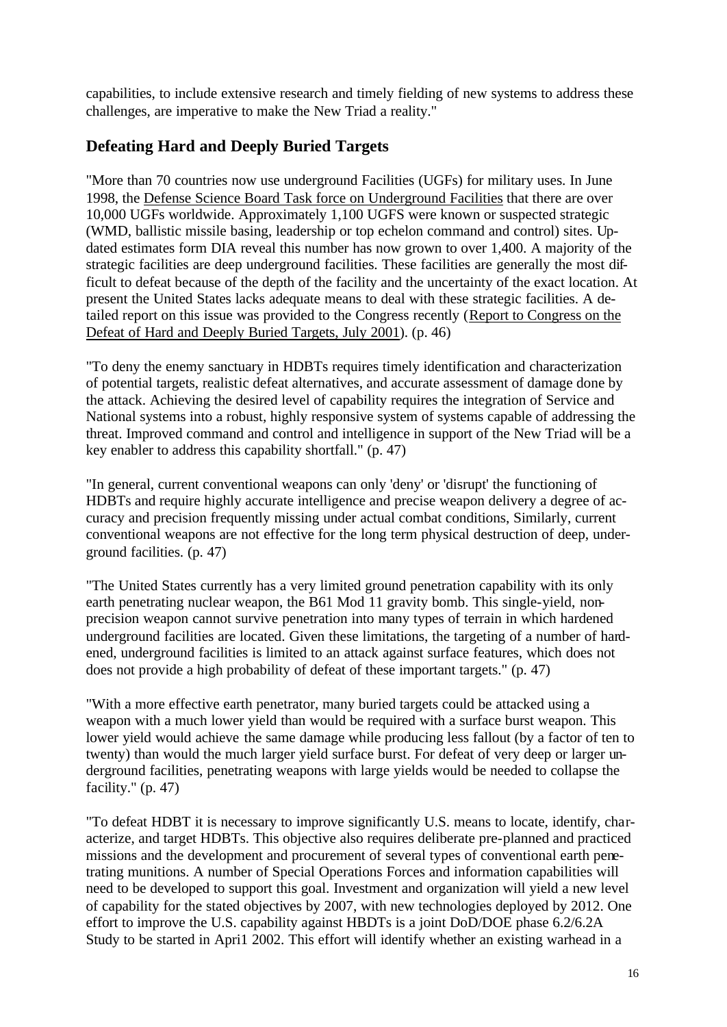capabilities, to include extensive research and timely fielding of new systems to address these challenges, are imperative to make the New Triad a reality."

## Defeating Hard and Deeply Buried Targets

"More than 70 countries now use underground Facilities (UGFs) for military uses. In June 1998, the Defense Science Board Task force on Underground Facilities that there are over 10,000 UGFs worldwide. Approximately 1,100 UGFS were known or suspected strategic (WMD, ballistic missile basing, leadership or top echelon command and control) sites. Updated estimates form DIA reveal this number has now grown to over 1,400. A majority of the strategic facilities are deep underground facilities. These facilities are generally the most difficult to defeat because of the depth of the facility and the uncertainty of the exact location. At present the United States lacks adequate means to deal with these strategic facilities. A detailed report on this issue was provided to the Congress recently (Report to Congress on the Defeat of Hard and Deeply Buried Targets, July 2001). (p. 46)

"To deny the enemy sanctuary in HDBTs requires timely identification and characterization of potential targets, realistic defeat alternatives, and accurate assessment of damage done by the attack. Achieving the desired level of capability requires the integration of Service and National systems into a robust, highly responsive system of systems capable of addressing the threat. Improved command and control and intelligence in support of the New Triad will be a key enabler to address this capability shortfall." (p. 47)

"In general, current conventional weapons can only 'deny' or 'disrupt' the functioning of HDBTs and require highly accurate intelligence and precise weapon delivery a degree of accuracy and precision frequently missing under actual combat conditions, Similarly, current conventional weapons are not effective for the long term physical destruction of deep, underground facilities. (p. 47)

"The United States currently has a very limited ground penetration capability with its only earth penetrating nuclear weapon, the B61 Mod 11 gravity bomb. This single-yield, non-precision weapon cannot survive penetration into many types of terrain in which hardened underground facilities are located. Given these limitations, the targeting of a number of hardened, underground facilities is limited to an attack against surface features, which does not does not provide a high probability of defeat of these important targets." (p. 47)

"With a more effective earth penetrator, many buried targets could be attacked using a weapon with a much lower yield than would be required with a surface burst weapon. This lower yield would achieve the same damage while producing less fallout (by a factor of ten to twenty) than would the much larger yield surface burst. For defeat of very deep or larger underground facilities, penetrating weapons with large yields would be needed to collapse the facility." (p. 47)

"To defeat HDBT it is necessary to improve significantly U.S. means to locate, identify, characterize, and target HDBTs. This objective also requires deliberate pre-planned and practiced missions and the development and procurement of several types of conventional earth penetrating munitions. A number of Special Operations Forces and information capabilities will need to be developed to support this goal. Investment and organization will yield a new level of capability for the stated objectives by 2007, with new technologies deployed by 2012. One effort to improve the U.S. capability against HBDTs is a joint DoD/DOE phase 6.2/6.2A Study to be started in Apri1 2002. This effort will identify whether an existing warhead in a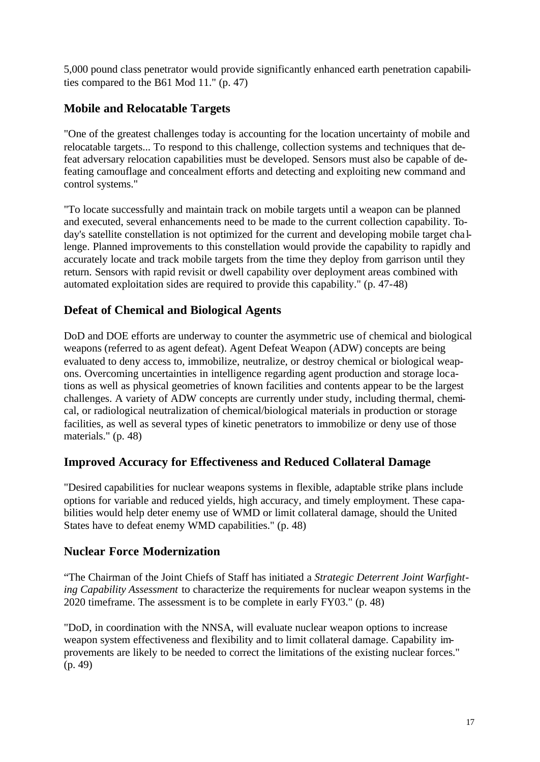5,000 pound class penetrator would provide significantly enhanced earth penetration capabilities compared to the B61 Mod 11." (p. 47)

## Mobile and Relocatable Targets

"One of the greatest challenges today is accounting for the location uncertainty of mobile and relocatable targets... To respond to this challenge, collection systems and techniques that defeat adversary relocation capabilities must be developed. Sensors must also be capable of defeating camouflage and concealment efforts and detecting and exploiting new command and control systems."

"To locate successfully and maintain track on mobile targets until a weapon can be planned and executed, several enhancements need to be made to the current collection capability. Today's satellite constellation is not optimized for the current and developing mobile target challenge. Planned improvements to this constellation would provide the capability to rapidly and accurately locate and track mobile targets from the time they deploy from garrison until they return. Sensors with rapid revisit or dwell capability over deployment areas combined with automated exploitation sides are required to provide this capability." (p. 47-48)

## Defeat of Chemical and Biological Agents

DoD and DOE efforts are underway to counter the asymmetric use of chemical and biological weapons (referred to as agent defeat). Agent Defeat Weapon (ADW) concepts are being evaluated to deny access to, immobilize, neutralize, or destroy chemical or biological weapons. Overcoming uncertainties in intelligence regarding agent production and storage locations as well as physical geometries of known facilities and contents appear to be the largest challenges. A variety of ADW concepts are currently under study, including thermal, chemical, or radiological neutralization of chemical/biological materials in production or storage facilities, as well as several types of kinetic penetrators to immobilize or deny use of those materials." (p. 48)

## Improved Accuracy for Effectiveness and Reduced Collateral Damage

"Desired capabilities for nuclear weapons systems in flexible, adaptable strike plans include options for variable and reduced yields, high accuracy, and timely employment. These capabilities would help deter enemy use of WMD or limit collateral damage, should the United States have to defeat enemy WMD capabilities." (p. 48)

## Nuclear Force Modernization

"The Chairman of the Joint Chiefs of Staff has initiated a *Strategic Deterrent Joint Warfighting Capability Assessment* to characterize the requirements for nuclear weapon systems in the 2020 timeframe. The assessment is to be complete in early FY03." (p. 48)

"DoD, in coordination with the NNSA, will evaluate nuclear weapon options to increase weapon system effectiveness and flexibility and to limit collateral damage. Capability improvements are likely to be needed to correct the limitations of the existing nuclear forces." (p. 49)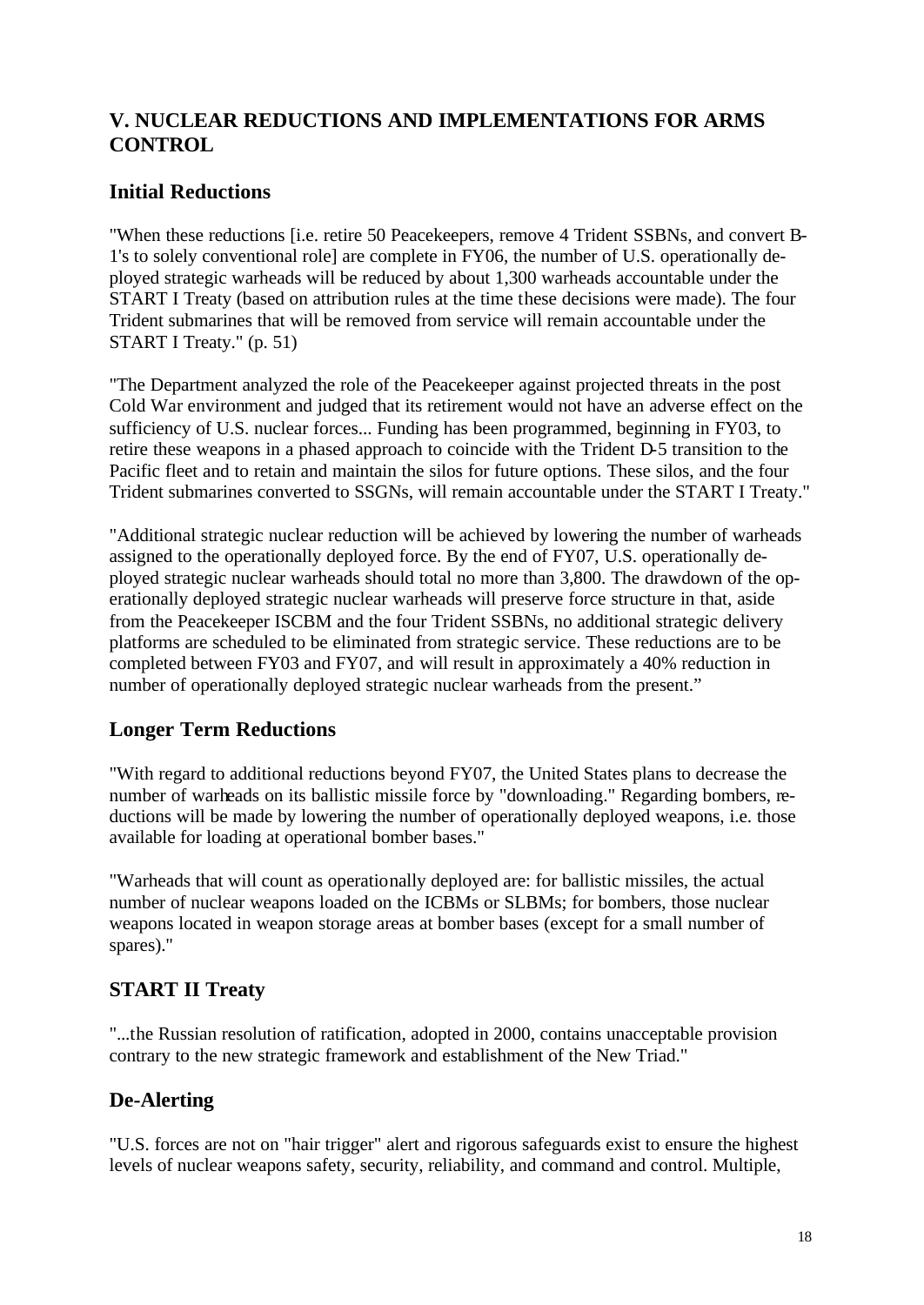## V. NUCLEAR REDUCTIONS AND IMPLEMENTATIONS FOR ARMS CONTROL

### Initial Reductions

"When these reductions [i.e. retire 50 Peacekeepers, remove 4 Trident SSBNs, and convert B-1's to solely conventional role] are complete in FY06, the number of U.S. operationally deployed strategic warheads will be reduced by about 1,300 warheads accountable under the START I Treaty (based on attribution rules at the time these decisions were made). The four Trident submarines that will be removed from service will remain accountable under the START I Treaty." (p. 51)

"The Department analyzed the role of the Peacekeeper against projected threats in the post Cold War environment and judged that its retirement would not have an adverse effect on the sufficiency of U.S. nuclear forces... Funding has been programmed, beginning in FY03, to retire these weapons in a phased approach to coincide with the Trident D-5 transition to the Pacific fleet and to retain and maintain the silos for future options. These silos, and the four Trident submarines converted to SSGNs, will remain accountable under the START I Treaty."

"Additional strategic nuclear reduction will be achieved by lowering the number of warheads assigned to the operationally deployed force. By the end of FY07, U.S. operationally deployed strategic nuclear warheads should total no more than 3,800. The drawdown of the operationally deployed strategic nuclear warheads will preserve force structure in that, aside from the Peacekeeper ISCBM and the four Trident SSBNs, no additional strategic delivery platforms are scheduled to be eliminated from strategic service. These reductions are to be completed between FY03 and FY07, and will result in approximately a 40% reduction in number of operationally deployed strategic nuclear warheads from the present."

### Longer Term Reductions

"With regard to additional reductions beyond FY07, the United States plans to decrease the number of warheads on its ballistic missile force by "downloading." Regarding bombers, reductions will be made by lowering the number of operationally deployed weapons, i.e. those available for loading at operational bomber bases."

"Warheads that will count as operationally deployed are: for ballistic missiles, the actual number of nuclear weapons loaded on the ICBMs or SLBMs; for bombers, those nuclear weapons located in weapon storage areas at bomber bases (except for a small number of spares)."

### START II Treaty

"...the Russian resolution of ratification, adopted in 2000, contains unacceptable provision contrary to the new strategic framework and establishment of the New Triad."

### De-Alerting

"U.S. forces are not on "hair trigger" alert and rigorous safeguards exist to ensure the highest levels of nuclear weapons safety, security, reliability, and command and control. Multiple,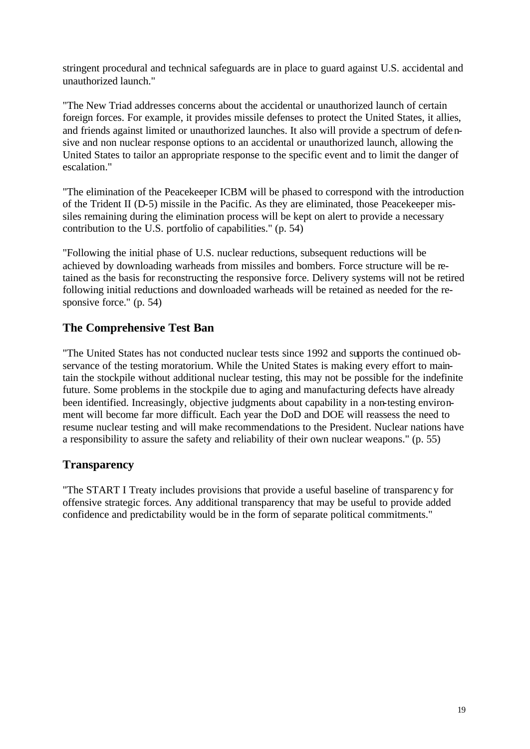stringent procedural and technical safeguards are in place to guard against U.S. accidental and unauthorized launch."

"The New Triad addresses concerns about the accidental or unauthorized launch of certain foreign forces. For example, it provides missile defenses to protect the United States, it allies, and friends against limited or unauthorized launches. It also will provide a spectrum of defensive and non nuclear response options to an accidental or unauthorized launch, allowing the United States to tailor an appropriate response to the specific event and to limit the danger of escalation."

"The elimination of the Peacekeeper ICBM will be phased to correspond with the introduction of the Trident II (D-5) missile in the Pacific. As they are eliminated, those Peacekeeper missiles remaining during the elimination process will be kept on alert to provide a necessary contribution to the U.S. portfolio of capabilities." (p. 54)

"Following the initial phase of U.S. nuclear reductions, subsequent reductions will be achieved by downloading warheads from missiles and bombers. Force structure will be retained as the basis for reconstructing the responsive force. Delivery systems will not be retired following initial reductions and downloaded warheads will be retained as needed for the responsive force." (p. 54)

## The Comprehensive Test Ban

"The United States has not conducted nuclear tests since 1992 and supports the continued observance of the testing moratorium. While the United States is making every effort to maintain the stockpile without additional nuclear testing, this may not be possible for the indefinite future. Some problems in the stockpile due to aging and manufacturing defects have already been identified. Increasingly, objective judgments about capability in a non-testing environment will become far more difficult. Each year the DoD and DOE will reassess the need to resume nuclear testing and will make recommendations to the President. Nuclear nations have a responsibility to assure the safety and reliability of their own nuclear weapons." (p. 55)

## Transparency

"The START I Treaty includes provisions that provide a useful baseline of transparency for offensive strategic forces. Any additional transparency that may be useful to provide added confidence and predictability would be in the form of separate political commitments."